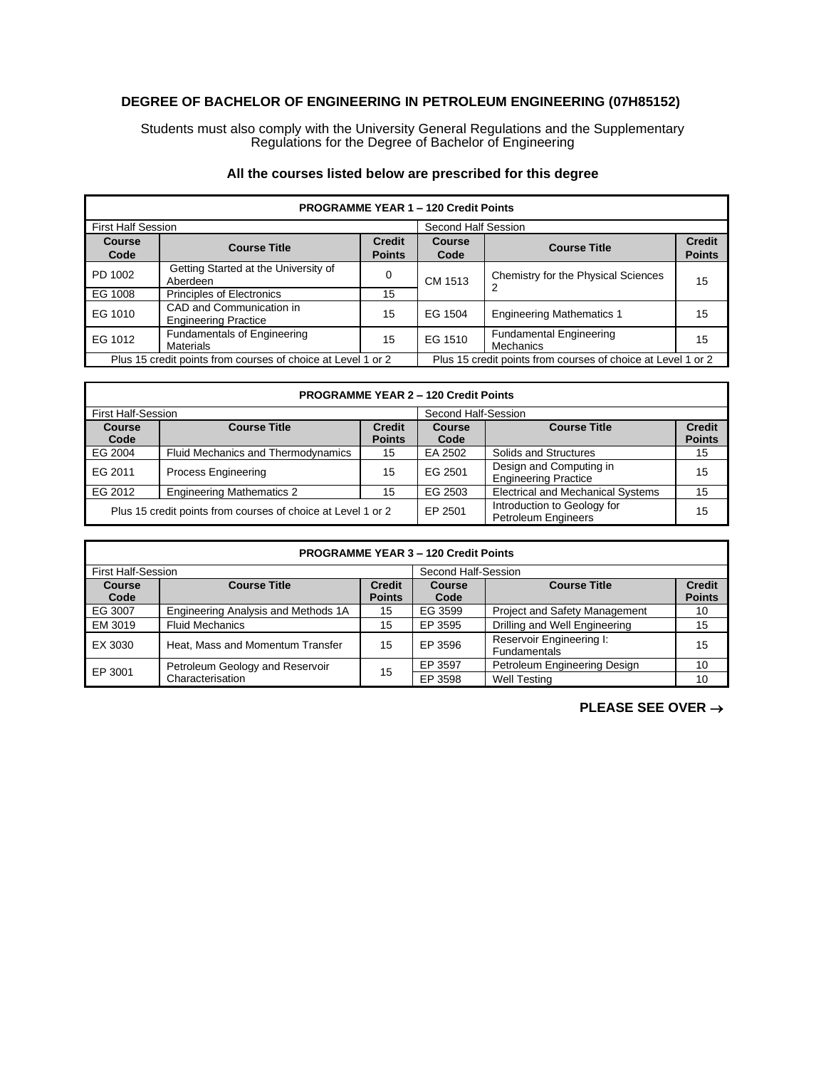## DEGREE OF BACHELOR OF ENGINEERING IN PETROLEUM ENGINEERING (07H85152)

Students must also comply with the University General Regulations and the Supplementary Regulations for the Degree of Bachelor of Engineering

**All the courses listed below are prescribed for this degree**

| PROGRAMME YEAR 1 – 120 Credit Points | | | | | |
|---|---|---|---|---|---|
| First Half Session | | | Second Half Session | | |
| **Course Code** | **Course Title** | **Credit Points** | **Course Code** | **Course Title** | **Credit Points** |
| PD 1002 | Getting Started at the University of Aberdeen | 0 | CM 1513 | Chemistry for the Physical Sciences 2 | 15 |
| EG 1008 | Principles of Electronics | 15 | | | |
| EG 1010 | CAD and Communication in Engineering Practice | 15 | EG 1504 | Engineering Mathematics 1 | 15 |
| EG 1012 | Fundamentals of Engineering Materials | 15 | EG 1510 | Fundamental Engineering Mechanics | 15 |
| Plus 15 credit points from courses of choice at Level 1 or 2 | | | Plus 15 credit points from courses of choice at Level 1 or 2 | | |

| PROGRAMME YEAR 2 – 120 Credit Points | | | | | |
|---|---|---|---|---|---|
| First Half-Session | | | Second Half-Session | | |
| **Course Code** | **Course Title** | **Credit Points** | **Course Code** | **Course Title** | **Credit Points** |
| EG 2004 | Fluid Mechanics and Thermodynamics | 15 | EA 2502 | Solids and Structures | 15 |
| EG 2011 | Process Engineering | 15 | EG 2501 | Design and Computing in Engineering Practice | 15 |
| EG 2012 | Engineering Mathematics 2 | 15 | EG 2503 | Electrical and Mechanical Systems | 15 |
| Plus 15 credit points from courses of choice at Level 1 or 2 | | | EP 2501 | Introduction to Geology for Petroleum Engineers | 15 |

| PROGRAMME YEAR 3 – 120 Credit Points | | | | | |
|---|---|---|---|---|---|
| First Half-Session | | | Second Half-Session | | |
| **Course Code** | **Course Title** | **Credit Points** | **Course Code** | **Course Title** | **Credit Points** |
| EG 3007 | Engineering Analysis and Methods 1A | 15 | EG 3599 | Project and Safety Management | 10 |
| EM 3019 | Fluid Mechanics | 15 | EP 3595 | Drilling and Well Engineering | 15 |
| EX 3030 | Heat, Mass and Momentum Transfer | 15 | EP 3596 | Reservoir Engineering I: Fundamentals | 15 |
| EP 3001 | Petroleum Geology and Reservoir Characterisation | 15 | EP 3597 | Petroleum Engineering Design | 10 |
| | | | EP 3598 | Well Testing | 10 |

**PLEASE SEE OVER →**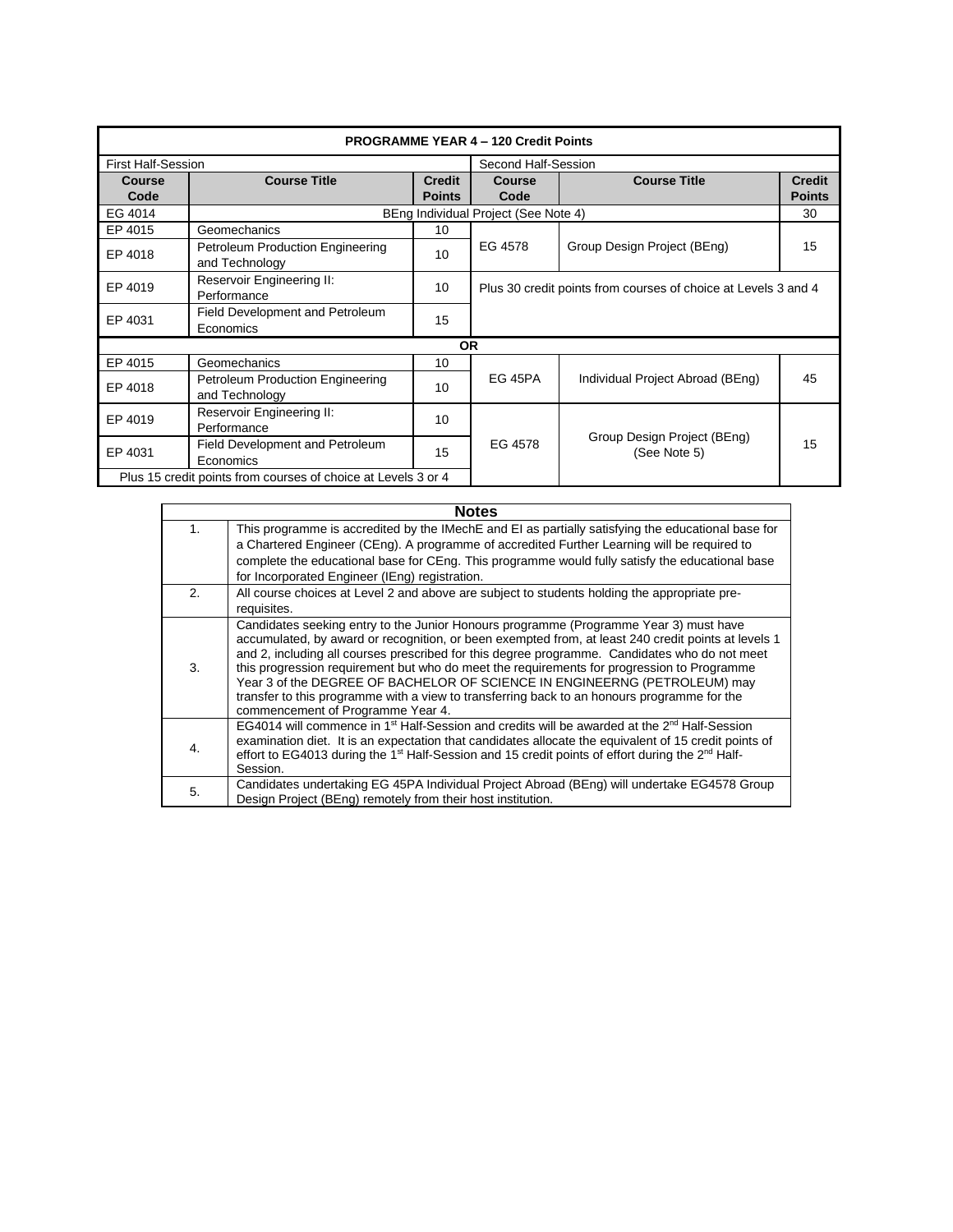| PROGRAMME YEAR 4 – 120 Credit Points | | | | | |
|---|---|---|---|---|---|
| First Half-Session | | | Second Half-Session | | |
| **Course Code** | **Course Title** | **Credit Points** | **Course Code** | **Course Title** | **Credit Points** |
| EG 4014 | BEng Individual Project (See Note 4) | | | | 30 |
| EP 4015 | Geomechanics | 10 | EG 4578 | Group Design Project (BEng) | 15 |
| EP 4018 | Petroleum Production Engineering and Technology | 10 | | | |
| EP 4019 | Reservoir Engineering II: Performance | 10 | Plus 30 credit points from courses of choice at Levels 3 and 4 | | |
| EP 4031 | Field Development and Petroleum Economics | 15 | | | |
| **OR** | | | | | |
| EP 4015 | Geomechanics | 10 | EG 45PA | Individual Project Abroad (BEng) | 45 |
| EP 4018 | Petroleum Production Engineering and Technology | 10 | | | |
| EP 4019 | Reservoir Engineering II: Performance | 10 | EG 4578 | Group Design Project (BEng) (See Note 5) | 15 |
| EP 4031 | Field Development and Petroleum Economics | 15 | | | |
| Plus 15 credit points from courses of choice at Levels 3 or 4 | | | | | |

| Notes | |
|---|---|
| 1. | This programme is accredited by the IMechE and EI as partially satisfying the educational base for a Chartered Engineer (CEng). A programme of accredited Further Learning will be required to complete the educational base for CEng. This programme would fully satisfy the educational base for Incorporated Engineer (IEng) registration. |
| 2. | All course choices at Level 2 and above are subject to students holding the appropriate pre-requisites. |
| 3. | Candidates seeking entry to the Junior Honours programme (Programme Year 3) must have accumulated, by award or recognition, or been exempted from, at least 240 credit points at levels 1 and 2, including all courses prescribed for this degree programme. Candidates who do not meet this progression requirement but who do meet the requirements for progression to Programme Year 3 of the DEGREE OF BACHELOR OF SCIENCE IN ENGINEERNG (PETROLEUM) may transfer to this programme with a view to transferring back to an honours programme for the commencement of Programme Year 4. |
| 4. | EG4014 will commence in 1st Half-Session and credits will be awarded at the 2nd Half-Session examination diet. It is an expectation that candidates allocate the equivalent of 15 credit points of effort to EG4013 during the 1st Half-Session and 15 credit points of effort during the 2nd Half-Session. |
| 5. | Candidates undertaking EG 45PA Individual Project Abroad (BEng) will undertake EG4578 Group Design Project (BEng) remotely from their host institution. |